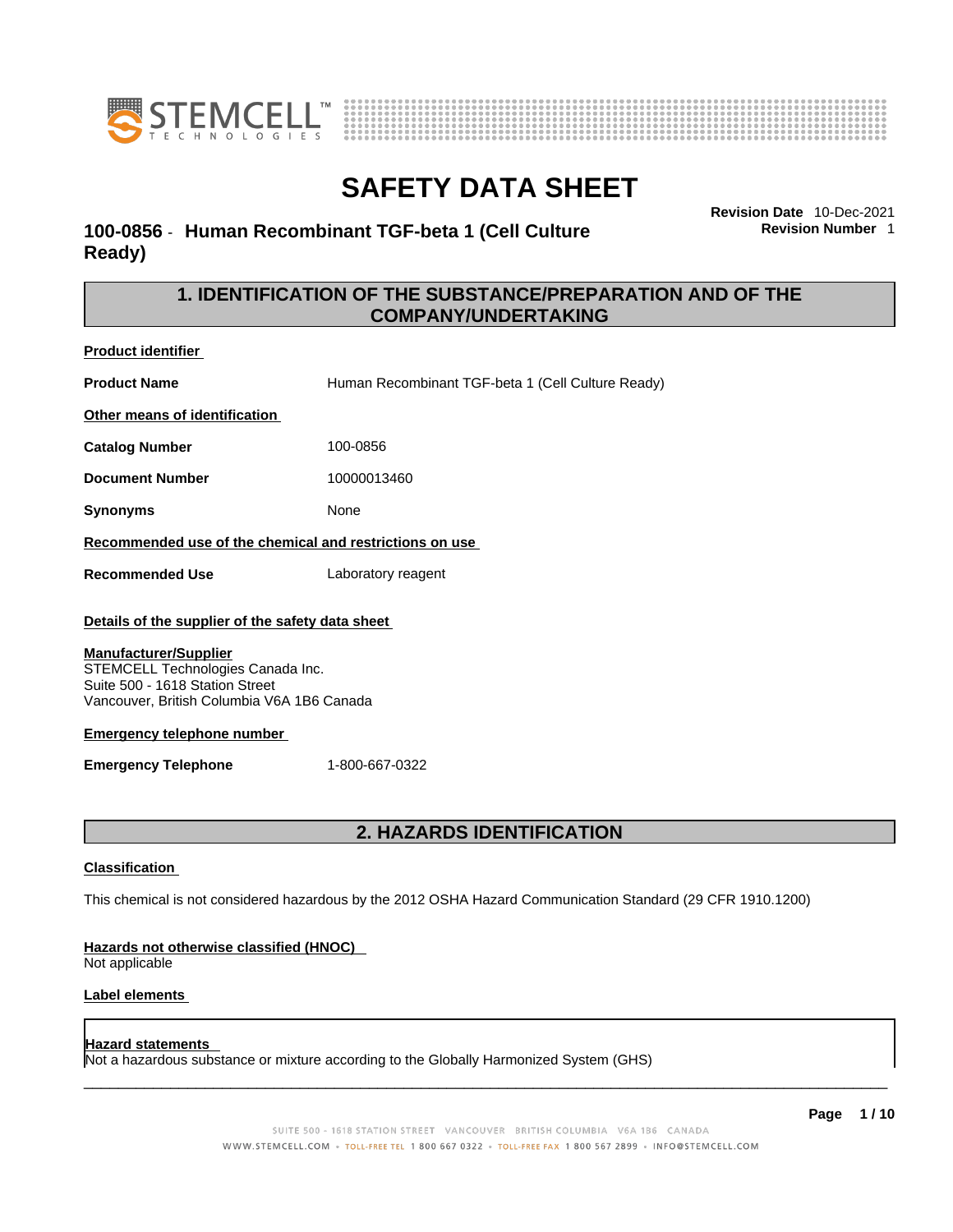# SAFETY DATA SHEET

**100-0856 - Human Recombinant TGF-beta 1 (Cell Culture Ready)**

**Revision Date** 10-Dec-2021
**Revision Number** 1

## 1. IDENTIFICATION OF THE SUBSTANCE/PREPARATION AND OF THE COMPANY/UNDERTAKING

**Product identifier**

| | |
|---|---|
| **Product Name** | Human Recombinant TGF-beta 1 (Cell Culture Ready) |

**Other means of identification**

| | |
|---|---|
| **Catalog Number** | 100-0856 |
| **Document Number** | 10000013460 |
| **Synonyms** | None |

**Recommended use of the chemical and restrictions on use**

| | |
|---|---|
| **Recommended Use** | Laboratory reagent |

**Details of the supplier of the safety data sheet**

**Manufacturer/Supplier**
STEMCELL Technologies Canada Inc.
Suite 500 - 1618 Station Street
Vancouver, British Columbia V6A 1B6 Canada

**Emergency telephone number**

| | |
|---|---|
| **Emergency Telephone** | 1-800-667-0322 |

## 2. HAZARDS IDENTIFICATION

**Classification**

This chemical is not considered hazardous by the 2012 OSHA Hazard Communication Standard (29 CFR 1910.1200)

**Hazards not otherwise classified (HNOC)**
Not applicable

**Label elements**

**Hazard statements**
Not a hazardous substance or mixture according to the Globally Harmonized System (GHS)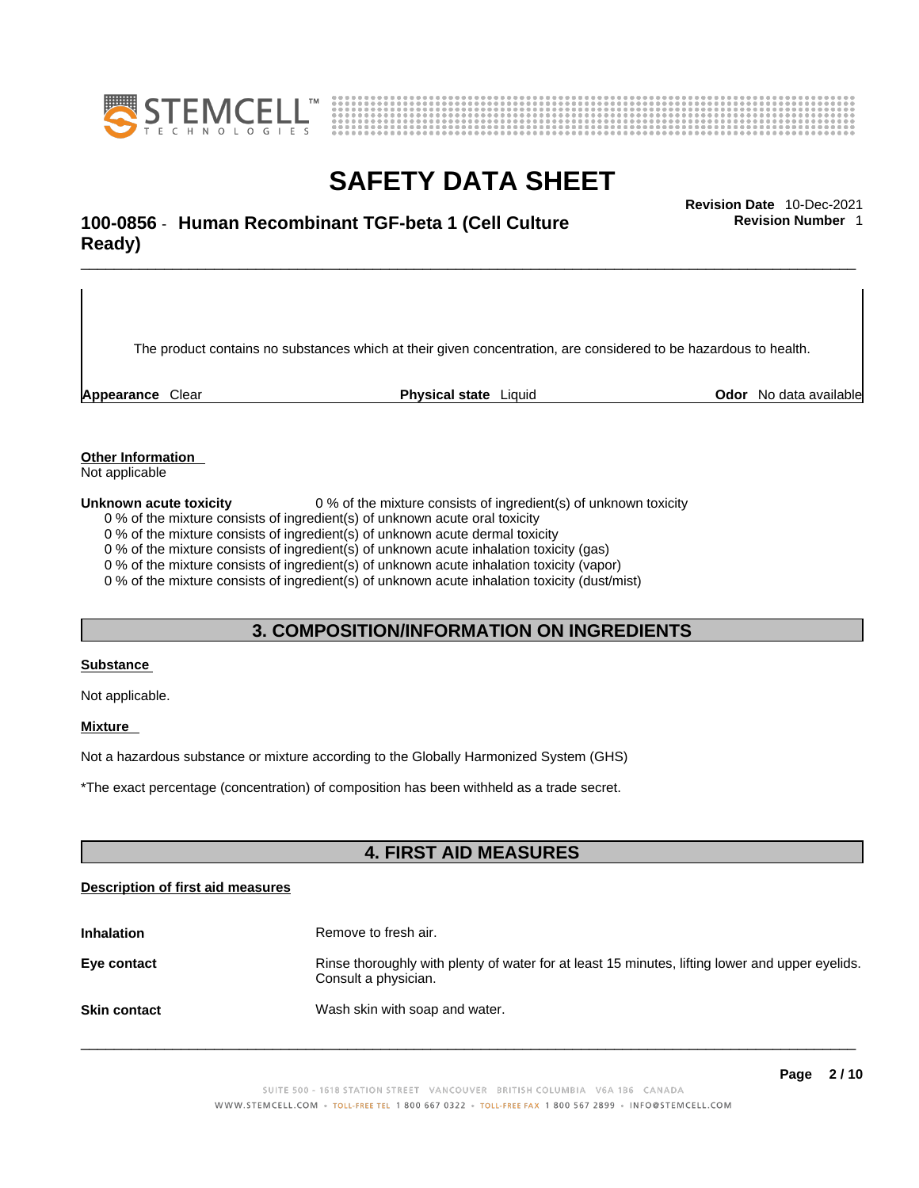The product contains no substances which at their given concentration, are considered to be hazardous to health.

| **Appearance** Clear | **Physical state** Liquid | **Odor** No data available |
|---|---|---|

**Other Information**
Not applicable

**Unknown acute toxicity** 0 % of the mixture consists of ingredient(s) of unknown toxicity
0 % of the mixture consists of ingredient(s) of unknown acute oral toxicity
0 % of the mixture consists of ingredient(s) of unknown acute dermal toxicity
0 % of the mixture consists of ingredient(s) of unknown acute inhalation toxicity (gas)
0 % of the mixture consists of ingredient(s) of unknown acute inhalation toxicity (vapor)
0 % of the mixture consists of ingredient(s) of unknown acute inhalation toxicity (dust/mist)

## 3. COMPOSITION/INFORMATION ON INGREDIENTS

**Substance**

Not applicable.

**Mixture**

Not a hazardous substance or mixture according to the Globally Harmonized System (GHS)

*The exact percentage (concentration) of composition has been withheld as a trade secret.

## 4. FIRST AID MEASURES

**Description of first aid measures**

| | |
|---|---|
| **Inhalation** | Remove to fresh air. |
| **Eye contact** | Rinse thoroughly with plenty of water for at least 15 minutes, lifting lower and upper eyelids. Consult a physician. |
| **Skin contact** | Wash skin with soap and water. |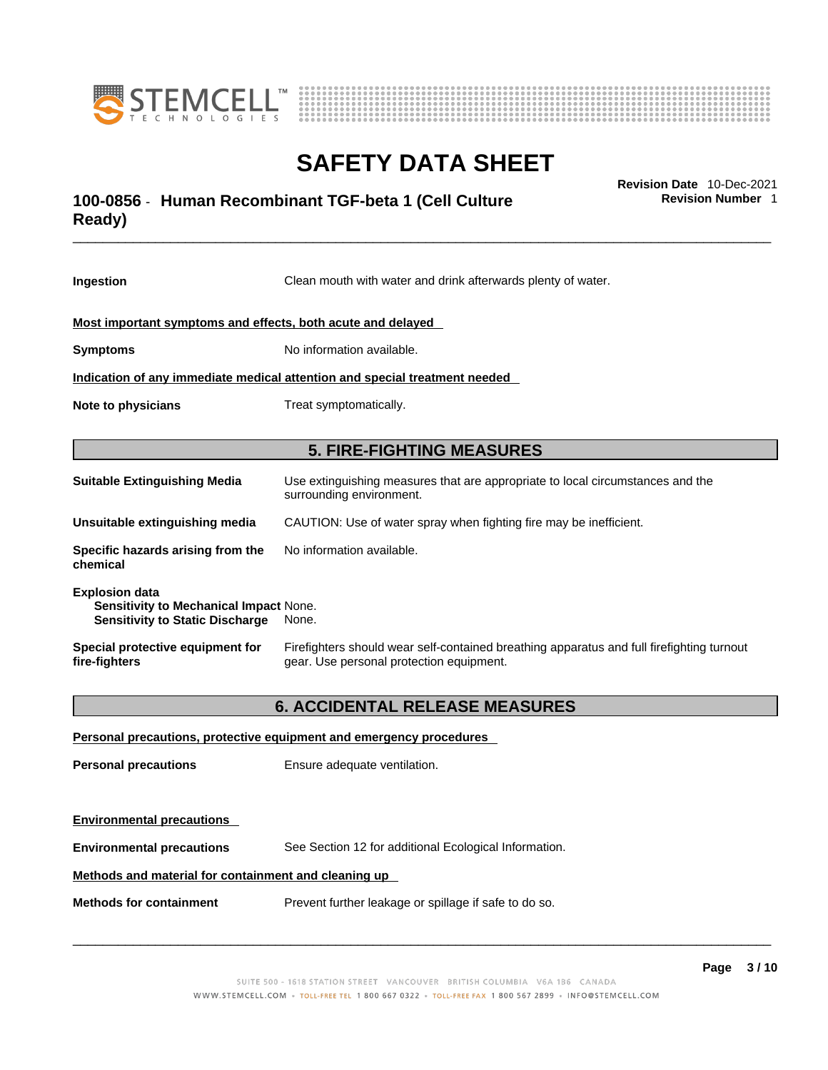| | |
|---|---|
| **Ingestion** | Clean mouth with water and drink afterwards plenty of water. |

**Most important symptoms and effects, both acute and delayed**

| | |
|---|---|
| **Symptoms** | No information available. |

**Indication of any immediate medical attention and special treatment needed**

| | |
|---|---|
| **Note to physicians** | Treat symptomatically. |

## 5. FIRE-FIGHTING MEASURES

| | |
|---|---|
| **Suitable Extinguishing Media** | Use extinguishing measures that are appropriate to local circumstances and the surrounding environment. |
| **Unsuitable extinguishing media** | CAUTION: Use of water spray when fighting fire may be inefficient. |
| **Specific hazards arising from the chemical** | No information available. |

**Explosion data**

| | |
|---|---|
| **Sensitivity to Mechanical Impact** | None. |
| **Sensitivity to Static Discharge** | None. |

| | |
|---|---|
| **Special protective equipment for fire-fighters** | Firefighters should wear self-contained breathing apparatus and full firefighting turnout gear. Use personal protection equipment. |

## 6. ACCIDENTAL RELEASE MEASURES

**Personal precautions, protective equipment and emergency procedures**

| | |
|---|---|
| **Personal precautions** | Ensure adequate ventilation. |

**Environmental precautions**

| | |
|---|---|
| **Environmental precautions** | See Section 12 for additional Ecological Information. |

**Methods and material for containment and cleaning up**

| | |
|---|---|
| **Methods for containment** | Prevent further leakage or spillage if safe to do so. |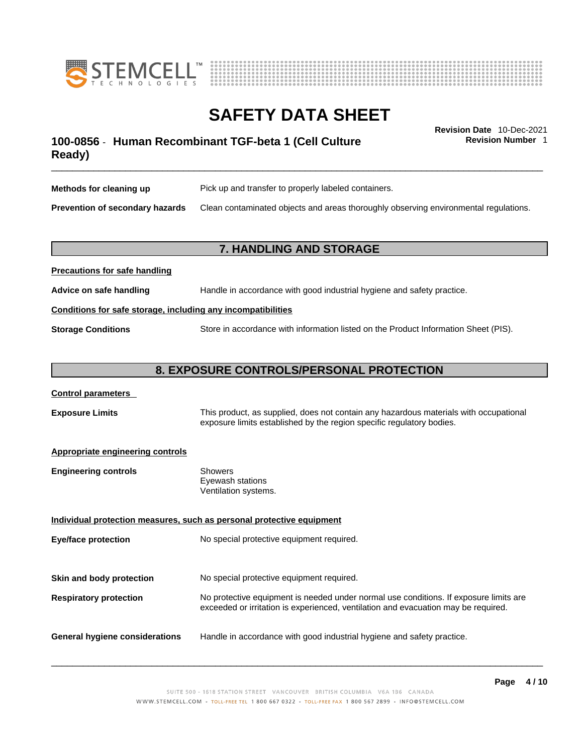| | |
|---|---|
| **Methods for cleaning up** | Pick up and transfer to properly labeled containers. |
| **Prevention of secondary hazards** | Clean contaminated objects and areas thoroughly observing environmental regulations. |

## 7. HANDLING AND STORAGE

**Precautions for safe handling**

| | |
|---|---|
| **Advice on safe handling** | Handle in accordance with good industrial hygiene and safety practice. |

**Conditions for safe storage, including any incompatibilities**

| | |
|---|---|
| **Storage Conditions** | Store in accordance with information listed on the Product Information Sheet (PIS). |

## 8. EXPOSURE CONTROLS/PERSONAL PROTECTION

**Control parameters**

| | |
|---|---|
| **Exposure Limits** | This product, as supplied, does not contain any hazardous materials with occupational exposure limits established by the region specific regulatory bodies. |

**Appropriate engineering controls**

| | |
|---|---|
| **Engineering controls** | Showers<br>Eyewash stations<br>Ventilation systems. |

**Individual protection measures, such as personal protective equipment**

| | |
|---|---|
| **Eye/face protection** | No special protective equipment required. |
| **Skin and body protection** | No special protective equipment required. |
| **Respiratory protection** | No protective equipment is needed under normal use conditions. If exposure limits are exceeded or irritation is experienced, ventilation and evacuation may be required. |
| **General hygiene considerations** | Handle in accordance with good industrial hygiene and safety practice. |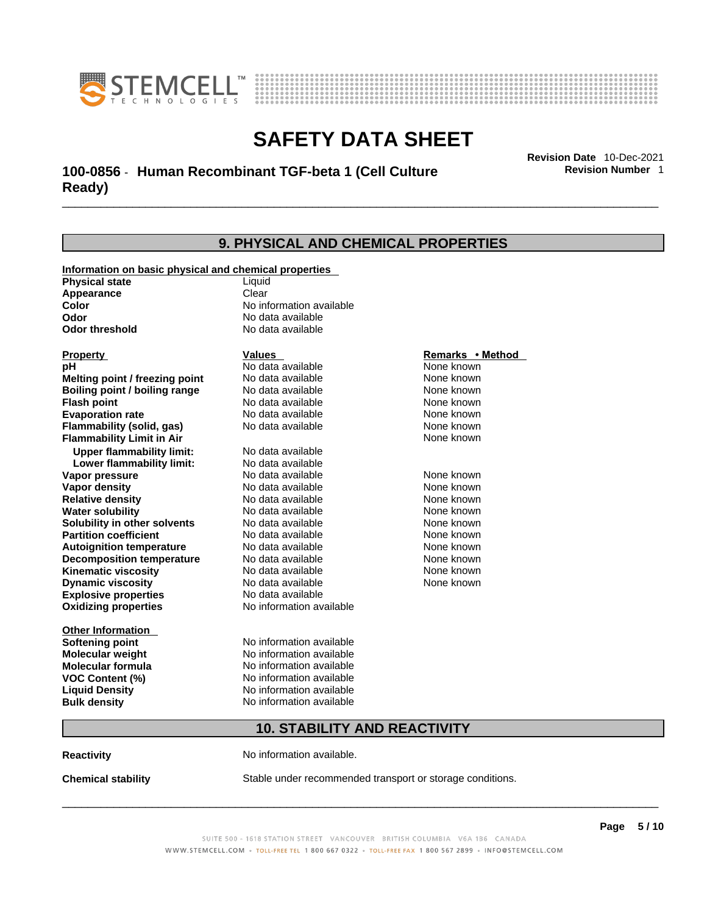## 9. PHYSICAL AND CHEMICAL PROPERTIES

**Information on basic physical and chemical properties**

| | |
|---|---|
| **Physical state** | Liquid |
| **Appearance** | Clear |
| **Color** | No information available |
| **Odor** | No data available |
| **Odor threshold** | No data available |

| Property | Values | Remarks • Method |
|---|---|---|
| **pH** | No data available | None known |
| **Melting point / freezing point** | No data available | None known |
| **Boiling point / boiling range** | No data available | None known |
| **Flash point** | No data available | None known |
| **Evaporation rate** | No data available | None known |
| **Flammability (solid, gas)** | No data available | None known |
| **Flammability Limit in Air** | | None known |
| **Upper flammability limit:** | No data available | |
| **Lower flammability limit:** | No data available | |
| **Vapor pressure** | No data available | None known |
| **Vapor density** | No data available | None known |
| **Relative density** | No data available | None known |
| **Water solubility** | No data available | None known |
| **Solubility in other solvents** | No data available | None known |
| **Partition coefficient** | No data available | None known |
| **Autoignition temperature** | No data available | None known |
| **Decomposition temperature** | No data available | None known |
| **Kinematic viscosity** | No data available | None known |
| **Dynamic viscosity** | No data available | None known |
| **Explosive properties** | No data available | |
| **Oxidizing properties** | No information available | |

**Other Information**

| | |
|---|---|
| **Softening point** | No information available |
| **Molecular weight** | No information available |
| **Molecular formula** | No information available |
| **VOC Content (%)** | No information available |
| **Liquid Density** | No information available |
| **Bulk density** | No information available |

## 10. STABILITY AND REACTIVITY

**Reactivity** No information available.

**Chemical stability** Stable under recommended transport or storage conditions.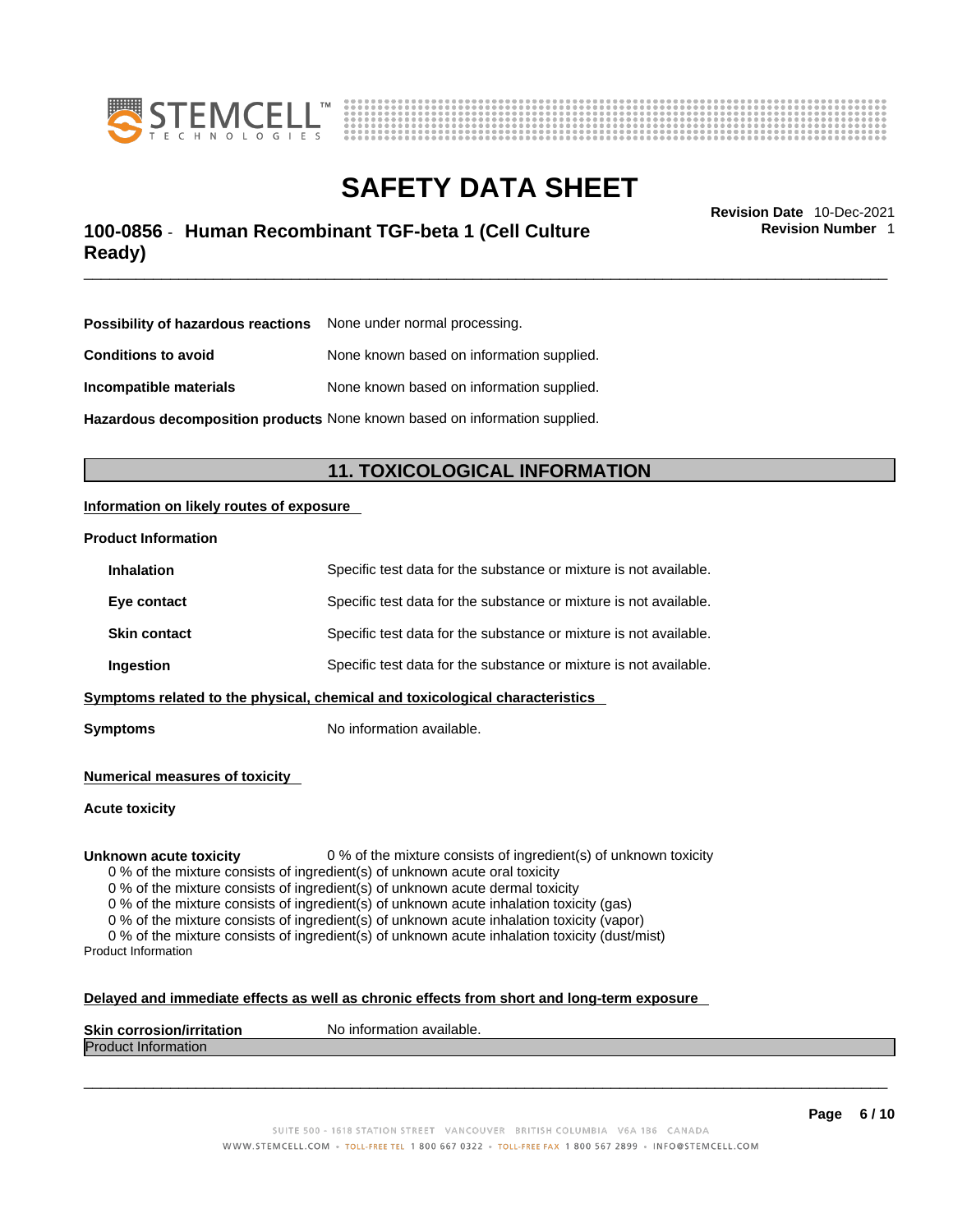| | |
|---|---|
| **Possibility of hazardous reactions** | None under normal processing. |
| **Conditions to avoid** | None known based on information supplied. |
| **Incompatible materials** | None known based on information supplied. |
| **Hazardous decomposition products** | None known based on information supplied. |

## 11. TOXICOLOGICAL INFORMATION

**Information on likely routes of exposure**

**Product Information**

| | |
|---|---|
| **Inhalation** | Specific test data for the substance or mixture is not available. |
| **Eye contact** | Specific test data for the substance or mixture is not available. |
| **Skin contact** | Specific test data for the substance or mixture is not available. |
| **Ingestion** | Specific test data for the substance or mixture is not available. |

**Symptoms related to the physical, chemical and toxicological characteristics**

**Symptoms** No information available.

**Numerical measures of toxicity**

**Acute toxicity**

**Unknown acute toxicity** 0 % of the mixture consists of ingredient(s) of unknown toxicity

0 % of the mixture consists of ingredient(s) of unknown acute oral toxicity
0 % of the mixture consists of ingredient(s) of unknown acute dermal toxicity
0 % of the mixture consists of ingredient(s) of unknown acute inhalation toxicity (gas)
0 % of the mixture consists of ingredient(s) of unknown acute inhalation toxicity (vapor)
0 % of the mixture consists of ingredient(s) of unknown acute inhalation toxicity (dust/mist)

Product Information

**Delayed and immediate effects as well as chronic effects from short and long-term exposure**

**Skin corrosion/irritation** No information available.

Product Information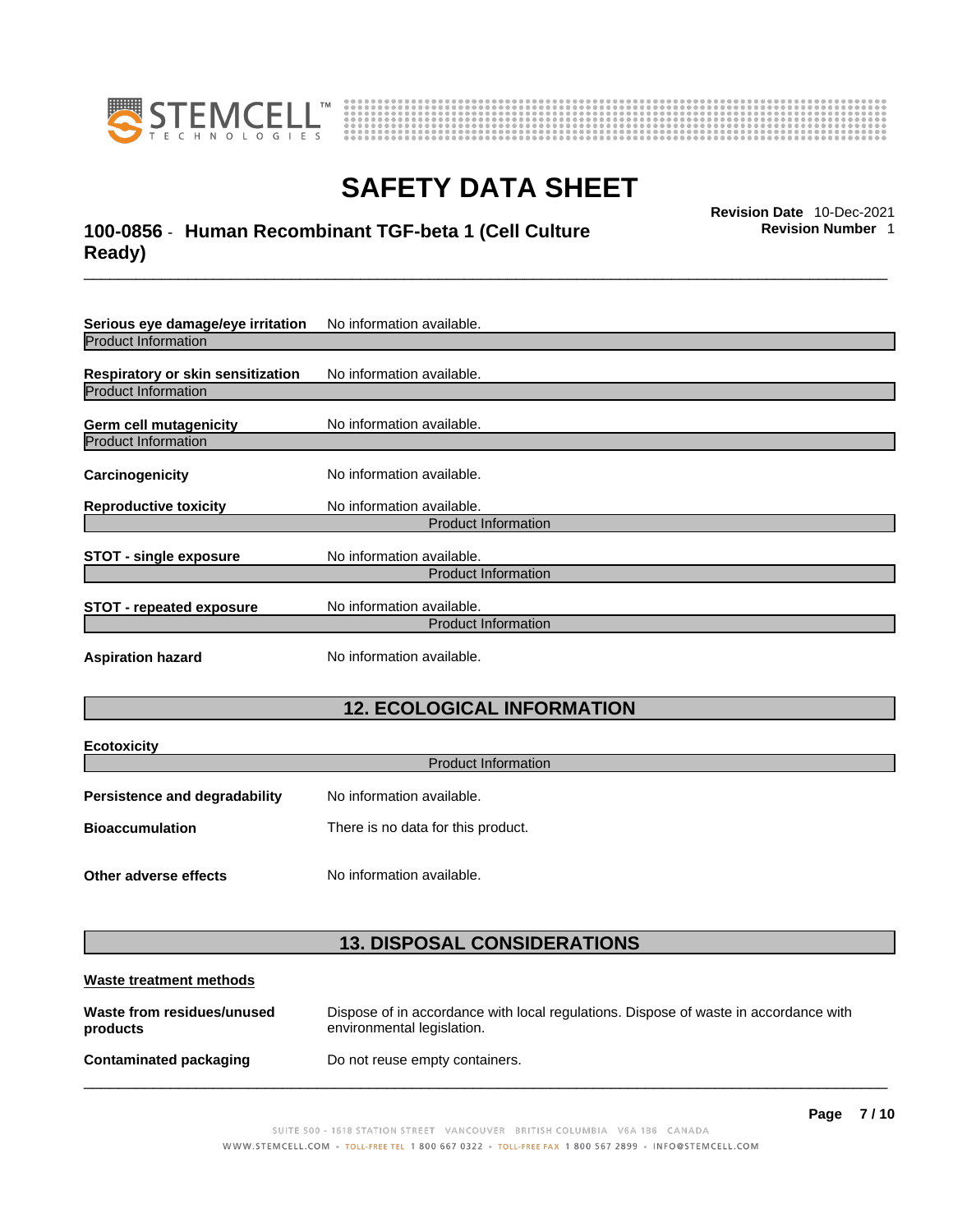**Serious eye damage/eye irritation** No information available.

Product Information

**Respiratory or skin sensitization** No information available.

Product Information

**Germ cell mutagenicity** No information available.

Product Information

**Carcinogenicity** No information available.

**Reproductive toxicity** No information available.

Product Information

**STOT - single exposure** No information available.

Product Information

**STOT - repeated exposure** No information available.

Product Information

**Aspiration hazard** No information available.

## 12. ECOLOGICAL INFORMATION

**Ecotoxicity**

Product Information

**Persistence and degradability** No information available.

**Bioaccumulation** There is no data for this product.

**Other adverse effects** No information available.

## 13. DISPOSAL CONSIDERATIONS

**Waste treatment methods**

**Waste from residues/unused products** Dispose of in accordance with local regulations. Dispose of waste in accordance with environmental legislation.

**Contaminated packaging** Do not reuse empty containers.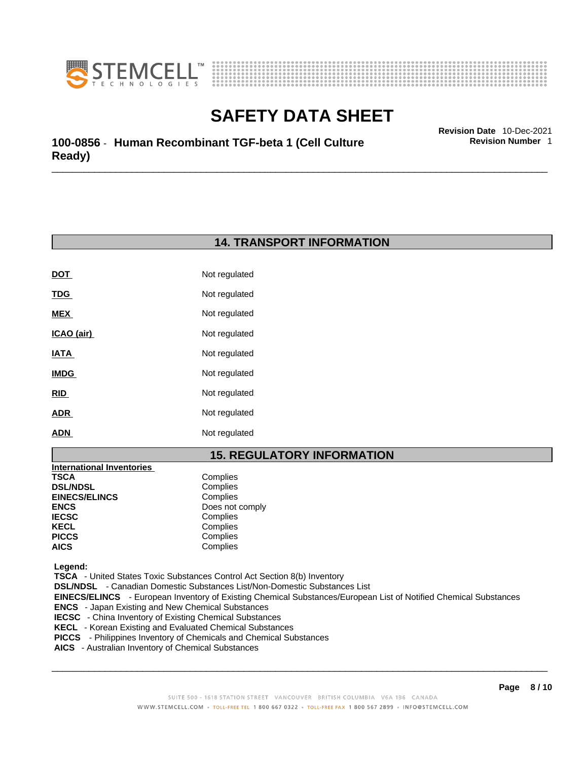## 14. TRANSPORT INFORMATION

| | |
|---|---|
| **DOT** | Not regulated |
| **TDG** | Not regulated |
| **MEX** | Not regulated |
| **ICAO (air)** | Not regulated |
| **IATA** | Not regulated |
| **IMDG** | Not regulated |
| **RID** | Not regulated |
| **ADR** | Not regulated |
| **ADN** | Not regulated |

## 15. REGULATORY INFORMATION

**International Inventories**

| | |
|---|---|
| **TSCA** | Complies |
| **DSL/NDSL** | Complies |
| **EINECS/ELINCS** | Complies |
| **ENCS** | Does not comply |
| **IECSC** | Complies |
| **KECL** | Complies |
| **PICCS** | Complies |
| **AICS** | Complies |

**Legend:**

**TSCA** - United States Toxic Substances Control Act Section 8(b) Inventory
**DSL/NDSL** - Canadian Domestic Substances List/Non-Domestic Substances List
**EINECS/ELINCS** - European Inventory of Existing Chemical Substances/European List of Notified Chemical Substances
**ENCS** - Japan Existing and New Chemical Substances
**IECSC** - China Inventory of Existing Chemical Substances
**KECL** - Korean Existing and Evaluated Chemical Substances
**PICCS** - Philippines Inventory of Chemicals and Chemical Substances
**AICS** - Australian Inventory of Chemical Substances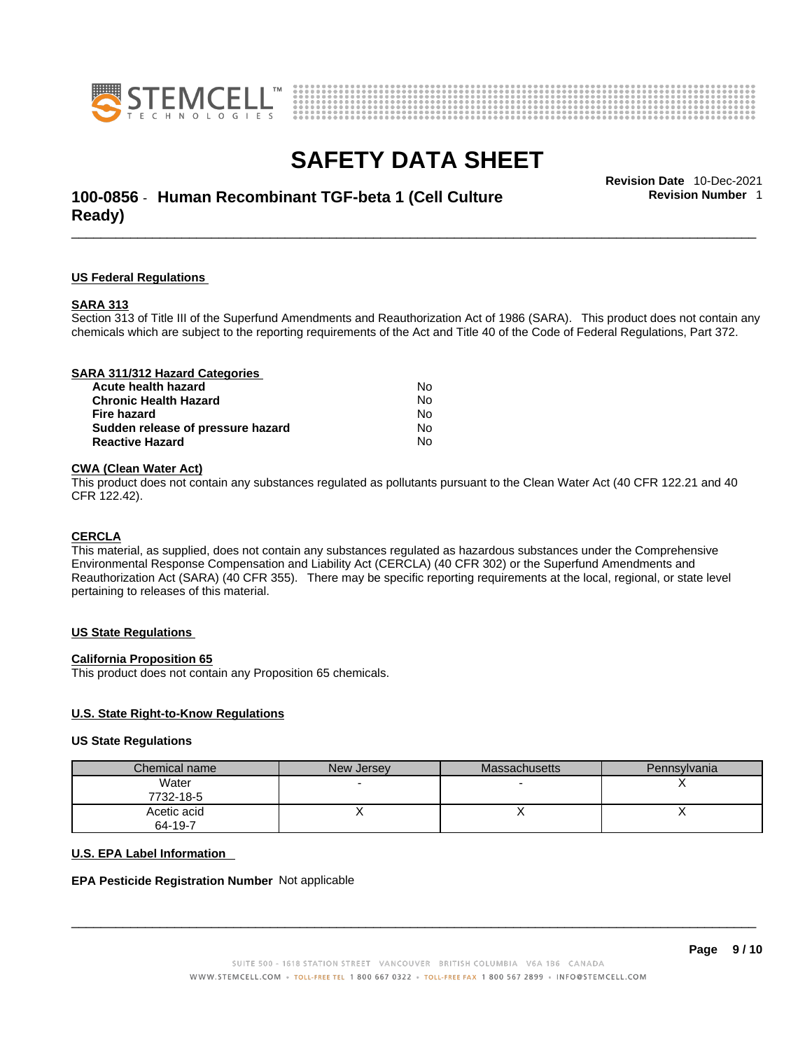### US Federal Regulations

#### SARA 313

Section 313 of Title III of the Superfund Amendments and Reauthorization Act of 1986 (SARA). This product does not contain any chemicals which are subject to the reporting requirements of the Act and Title 40 of the Code of Federal Regulations, Part 372.

#### SARA 311/312 Hazard Categories

| | |
|---|---|
| **Acute health hazard** | No |
| **Chronic Health Hazard** | No |
| **Fire hazard** | No |
| **Sudden release of pressure hazard** | No |
| **Reactive Hazard** | No |

#### CWA (Clean Water Act)

This product does not contain any substances regulated as pollutants pursuant to the Clean Water Act (40 CFR 122.21 and 40 CFR 122.42).

#### CERCLA

This material, as supplied, does not contain any substances regulated as hazardous substances under the Comprehensive Environmental Response Compensation and Liability Act (CERCLA) (40 CFR 302) or the Superfund Amendments and Reauthorization Act (SARA) (40 CFR 355). There may be specific reporting requirements at the local, regional, or state level pertaining to releases of this material.

### US State Regulations

#### California Proposition 65

This product does not contain any Proposition 65 chemicals.

#### U.S. State Right-to-Know Regulations

**US State Regulations**

| Chemical name | New Jersey | Massachusetts | Pennsylvania |
|---|---|---|---|
| Water 7732-18-5 | - | - | X |
| Acetic acid 64-19-7 | X | X | X |

#### U.S. EPA Label Information

**EPA Pesticide Registration Number** Not applicable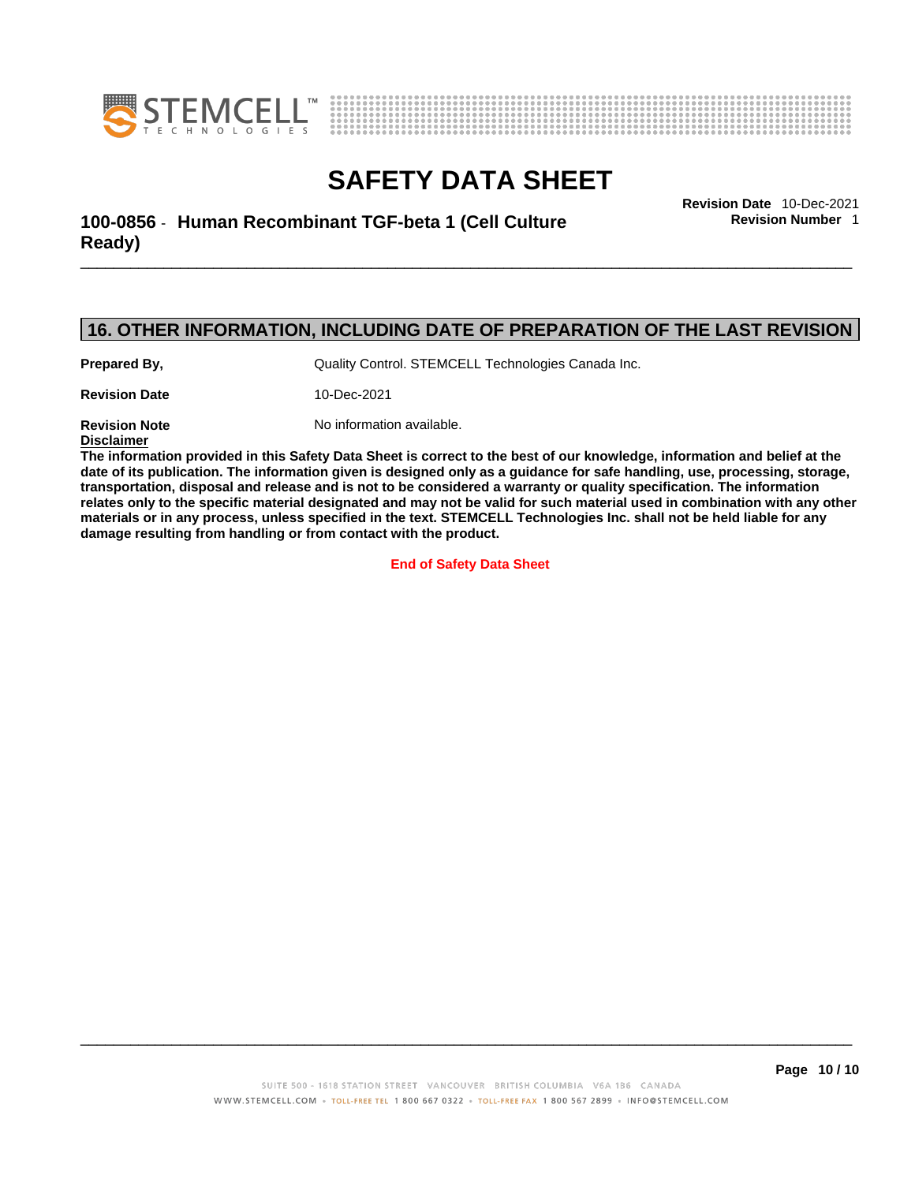## 16. OTHER INFORMATION, INCLUDING DATE OF PREPARATION OF THE LAST REVISION

**Prepared By,** Quality Control. STEMCELL Technologies Canada Inc.

**Revision Date** 10-Dec-2021

**Revision Note** No information available.

**Disclaimer**

**The information provided in this Safety Data Sheet is correct to the best of our knowledge, information and belief at the date of its publication. The information given is designed only as a guidance for safe handling, use, processing, storage, transportation, disposal and release and is not to be considered a warranty or quality specification. The information relates only to the specific material designated and may not be valid for such material used in combination with any other materials or in any process, unless specified in the text. STEMCELL Technologies Inc. shall not be held liable for any damage resulting from handling or from contact with the product.**

**End of Safety Data Sheet**